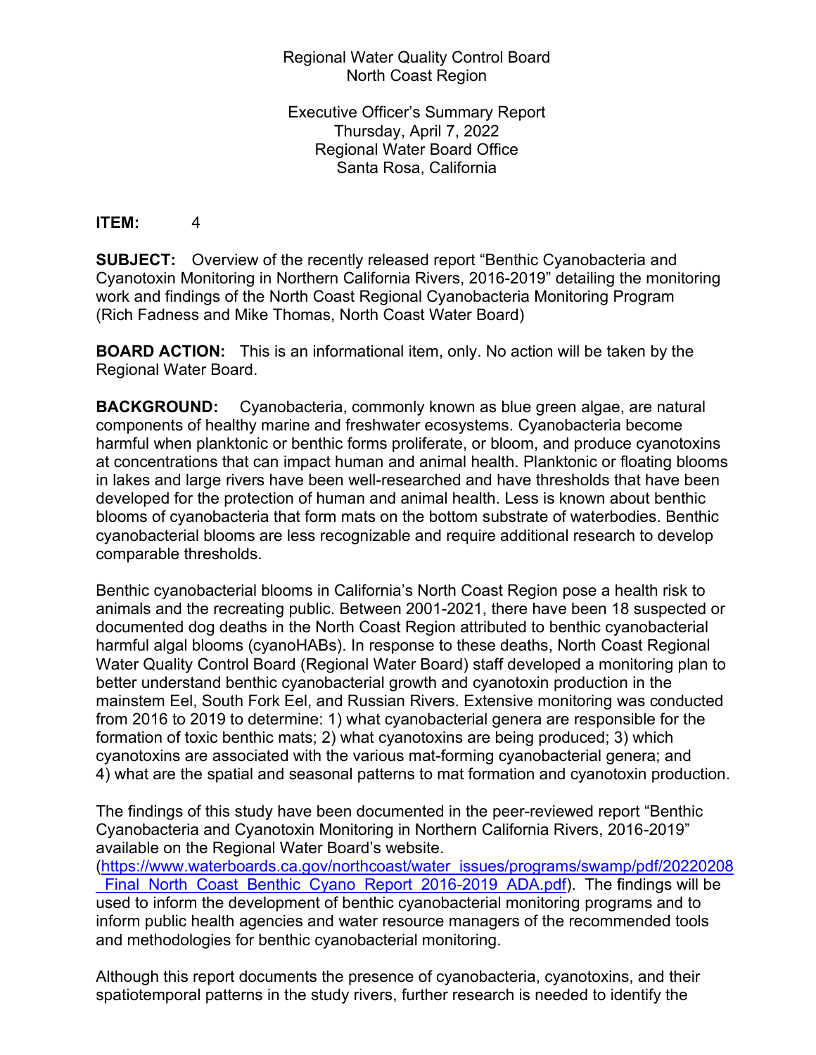Regional Water Quality Control Board
North Coast Region

Executive Officer's Summary Report
Thursday, April 7, 2022
Regional Water Board Office
Santa Rosa, California

**ITEM:** 4

**SUBJECT:** Overview of the recently released report "Benthic Cyanobacteria and Cyanotoxin Monitoring in Northern California Rivers, 2016-2019" detailing the monitoring work and findings of the North Coast Regional Cyanobacteria Monitoring Program (Rich Fadness and Mike Thomas, North Coast Water Board)

**BOARD ACTION:** This is an informational item, only. No action will be taken by the Regional Water Board.

**BACKGROUND:** Cyanobacteria, commonly known as blue green algae, are natural components of healthy marine and freshwater ecosystems. Cyanobacteria become harmful when planktonic or benthic forms proliferate, or bloom, and produce cyanotoxins at concentrations that can impact human and animal health. Planktonic or floating blooms in lakes and large rivers have been well-researched and have thresholds that have been developed for the protection of human and animal health. Less is known about benthic blooms of cyanobacteria that form mats on the bottom substrate of waterbodies. Benthic cyanobacterial blooms are less recognizable and require additional research to develop comparable thresholds.

Benthic cyanobacterial blooms in California's North Coast Region pose a health risk to animals and the recreating public. Between 2001-2021, there have been 18 suspected or documented dog deaths in the North Coast Region attributed to benthic cyanobacterial harmful algal blooms (cyanoHABs). In response to these deaths, North Coast Regional Water Quality Control Board (Regional Water Board) staff developed a monitoring plan to better understand benthic cyanobacterial growth and cyanotoxin production in the mainstem Eel, South Fork Eel, and Russian Rivers. Extensive monitoring was conducted from 2016 to 2019 to determine: 1) what cyanobacterial genera are responsible for the formation of toxic benthic mats; 2) what cyanotoxins are being produced; 3) which cyanotoxins are associated with the various mat-forming cyanobacterial genera; and 4) what are the spatial and seasonal patterns to mat formation and cyanotoxin production.

The findings of this study have been documented in the peer-reviewed report "Benthic Cyanobacteria and Cyanotoxin Monitoring in Northern California Rivers, 2016-2019" available on the Regional Water Board's website. (https://www.waterboards.ca.gov/northcoast/water_issues/programs/swamp/pdf/20220208_Final_North_Coast_Benthic_Cyano_Report_2016-2019_ADA.pdf). The findings will be used to inform the development of benthic cyanobacterial monitoring programs and to inform public health agencies and water resource managers of the recommended tools and methodologies for benthic cyanobacterial monitoring.

Although this report documents the presence of cyanobacteria, cyanotoxins, and their spatiotemporal patterns in the study rivers, further research is needed to identify the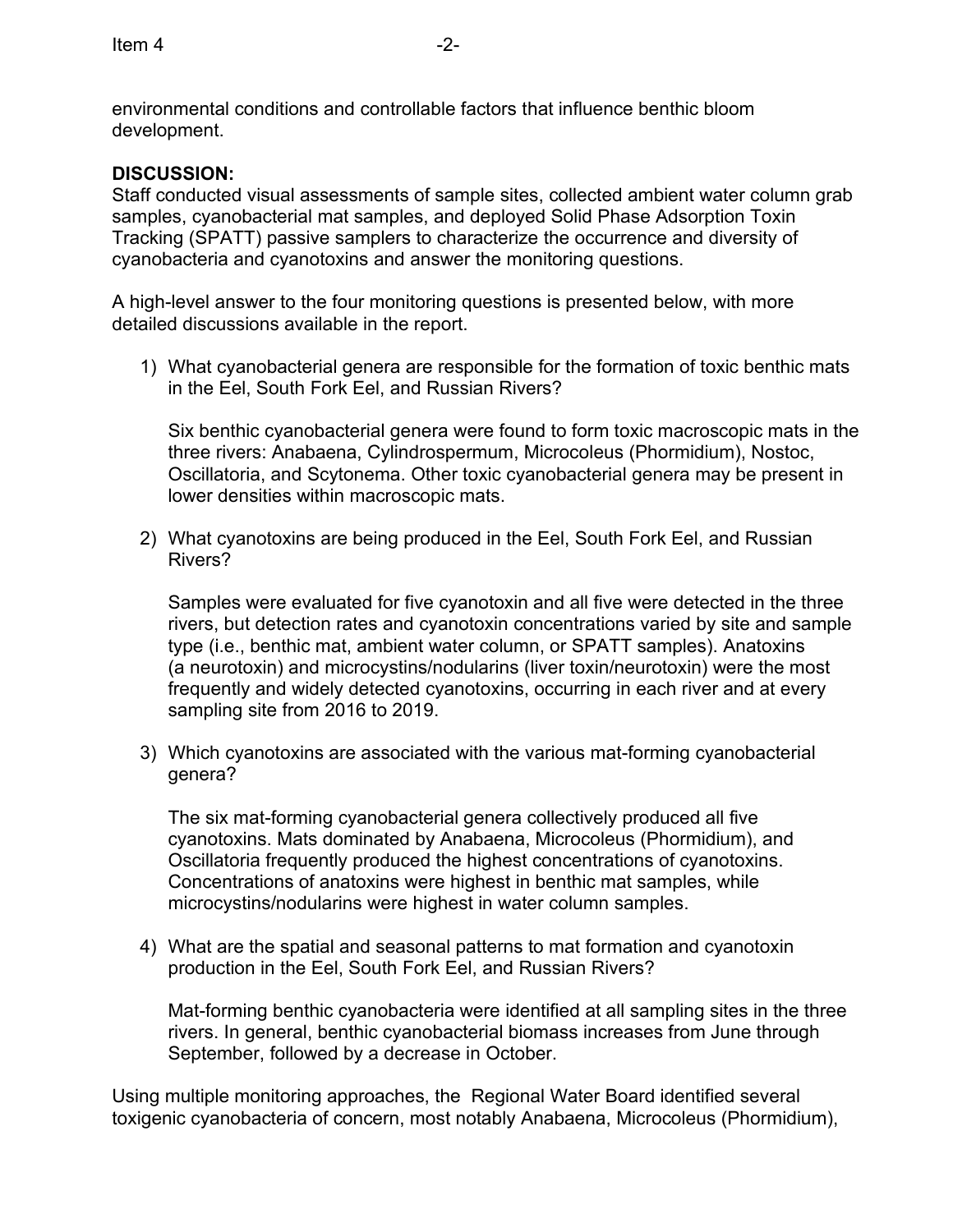environmental conditions and controllable factors that influence benthic bloom development.

**DISCUSSION:**
Staff conducted visual assessments of sample sites, collected ambient water column grab samples, cyanobacterial mat samples, and deployed Solid Phase Adsorption Toxin Tracking (SPATT) passive samplers to characterize the occurrence and diversity of cyanobacteria and cyanotoxins and answer the monitoring questions.

A high-level answer to the four monitoring questions is presented below, with more detailed discussions available in the report.

1) What cyanobacterial genera are responsible for the formation of toxic benthic mats in the Eel, South Fork Eel, and Russian Rivers?

   Six benthic cyanobacterial genera were found to form toxic macroscopic mats in the three rivers: Anabaena, Cylindrospermum, Microcoleus (Phormidium), Nostoc, Oscillatoria, and Scytonema. Other toxic cyanobacterial genera may be present in lower densities within macroscopic mats.

2) What cyanotoxins are being produced in the Eel, South Fork Eel, and Russian Rivers?

   Samples were evaluated for five cyanotoxin and all five were detected in the three rivers, but detection rates and cyanotoxin concentrations varied by site and sample type (i.e., benthic mat, ambient water column, or SPATT samples). Anatoxins (a neurotoxin) and microcystins/nodularins (liver toxin/neurotoxin) were the most frequently and widely detected cyanotoxins, occurring in each river and at every sampling site from 2016 to 2019.

3) Which cyanotoxins are associated with the various mat-forming cyanobacterial genera?

   The six mat-forming cyanobacterial genera collectively produced all five cyanotoxins. Mats dominated by Anabaena, Microcoleus (Phormidium), and Oscillatoria frequently produced the highest concentrations of cyanotoxins. Concentrations of anatoxins were highest in benthic mat samples, while microcystins/nodularins were highest in water column samples.

4) What are the spatial and seasonal patterns to mat formation and cyanotoxin production in the Eel, South Fork Eel, and Russian Rivers?

   Mat-forming benthic cyanobacteria were identified at all sampling sites in the three rivers. In general, benthic cyanobacterial biomass increases from June through September, followed by a decrease in October.

Using multiple monitoring approaches, the Regional Water Board identified several toxigenic cyanobacteria of concern, most notably Anabaena, Microcoleus (Phormidium),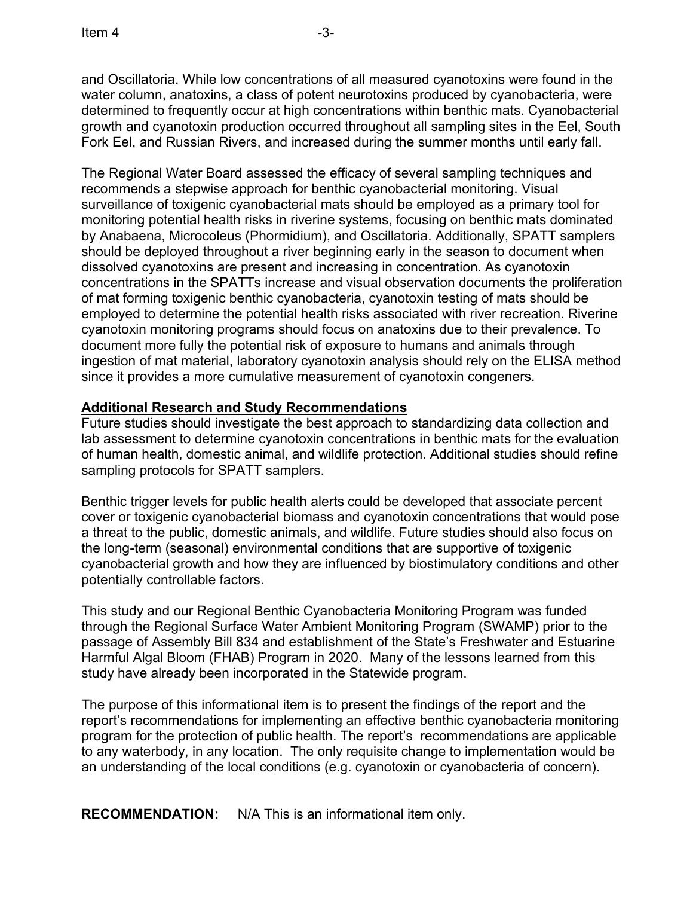and Oscillatoria. While low concentrations of all measured cyanotoxins were found in the water column, anatoxins, a class of potent neurotoxins produced by cyanobacteria, were determined to frequently occur at high concentrations within benthic mats. Cyanobacterial growth and cyanotoxin production occurred throughout all sampling sites in the Eel, South Fork Eel, and Russian Rivers, and increased during the summer months until early fall.

The Regional Water Board assessed the efficacy of several sampling techniques and recommends a stepwise approach for benthic cyanobacterial monitoring. Visual surveillance of toxigenic cyanobacterial mats should be employed as a primary tool for monitoring potential health risks in riverine systems, focusing on benthic mats dominated by Anabaena, Microcoleus (Phormidium), and Oscillatoria. Additionally, SPATT samplers should be deployed throughout a river beginning early in the season to document when dissolved cyanotoxins are present and increasing in concentration. As cyanotoxin concentrations in the SPATTs increase and visual observation documents the proliferation of mat forming toxigenic benthic cyanobacteria, cyanotoxin testing of mats should be employed to determine the potential health risks associated with river recreation. Riverine cyanotoxin monitoring programs should focus on anatoxins due to their prevalence. To document more fully the potential risk of exposure to humans and animals through ingestion of mat material, laboratory cyanotoxin analysis should rely on the ELISA method since it provides a more cumulative measurement of cyanotoxin congeners.

**Additional Research and Study Recommendations**

Future studies should investigate the best approach to standardizing data collection and lab assessment to determine cyanotoxin concentrations in benthic mats for the evaluation of human health, domestic animal, and wildlife protection. Additional studies should refine sampling protocols for SPATT samplers.

Benthic trigger levels for public health alerts could be developed that associate percent cover or toxigenic cyanobacterial biomass and cyanotoxin concentrations that would pose a threat to the public, domestic animals, and wildlife. Future studies should also focus on the long-term (seasonal) environmental conditions that are supportive of toxigenic cyanobacterial growth and how they are influenced by biostimulatory conditions and other potentially controllable factors.

This study and our Regional Benthic Cyanobacteria Monitoring Program was funded through the Regional Surface Water Ambient Monitoring Program (SWAMP) prior to the passage of Assembly Bill 834 and establishment of the State's Freshwater and Estuarine Harmful Algal Bloom (FHAB) Program in 2020. Many of the lessons learned from this study have already been incorporated in the Statewide program.

The purpose of this informational item is to present the findings of the report and the report's recommendations for implementing an effective benthic cyanobacteria monitoring program for the protection of public health. The report's recommendations are applicable to any waterbody, in any location. The only requisite change to implementation would be an understanding of the local conditions (e.g. cyanotoxin or cyanobacteria of concern).

**RECOMMENDATION:** N/A This is an informational item only.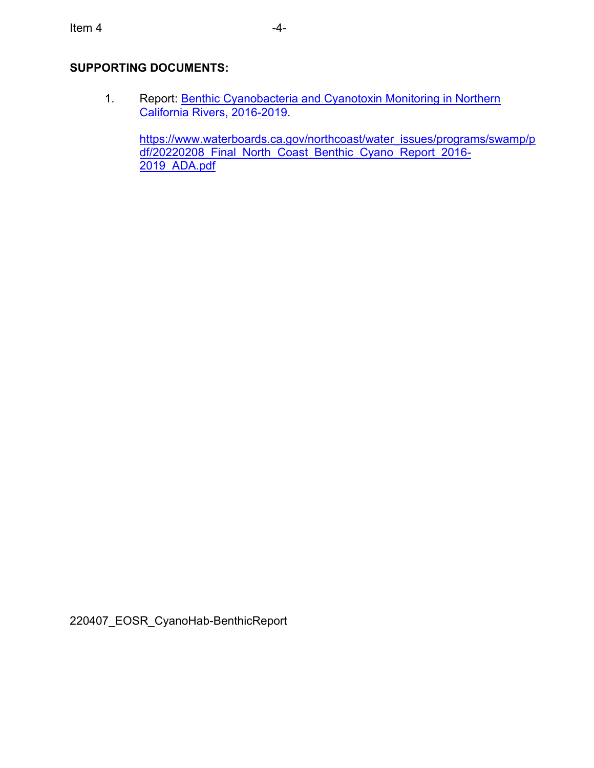**SUPPORTING DOCUMENTS:**

1. Report: [Benthic Cyanobacteria and Cyanotoxin Monitoring in Northern California Rivers, 2016-2019](https://www.waterboards.ca.gov/northcoast/water_issues/programs/swamp/pdf/20220208_Final_North_Coast_Benthic_Cyano_Report_2016-2019_ADA.pdf).

   https://www.waterboards.ca.gov/northcoast/water_issues/programs/swamp/pdf/20220208_Final_North_Coast_Benthic_Cyano_Report_2016-2019_ADA.pdf

220407_EOSR_CyanoHab-BenthicReport